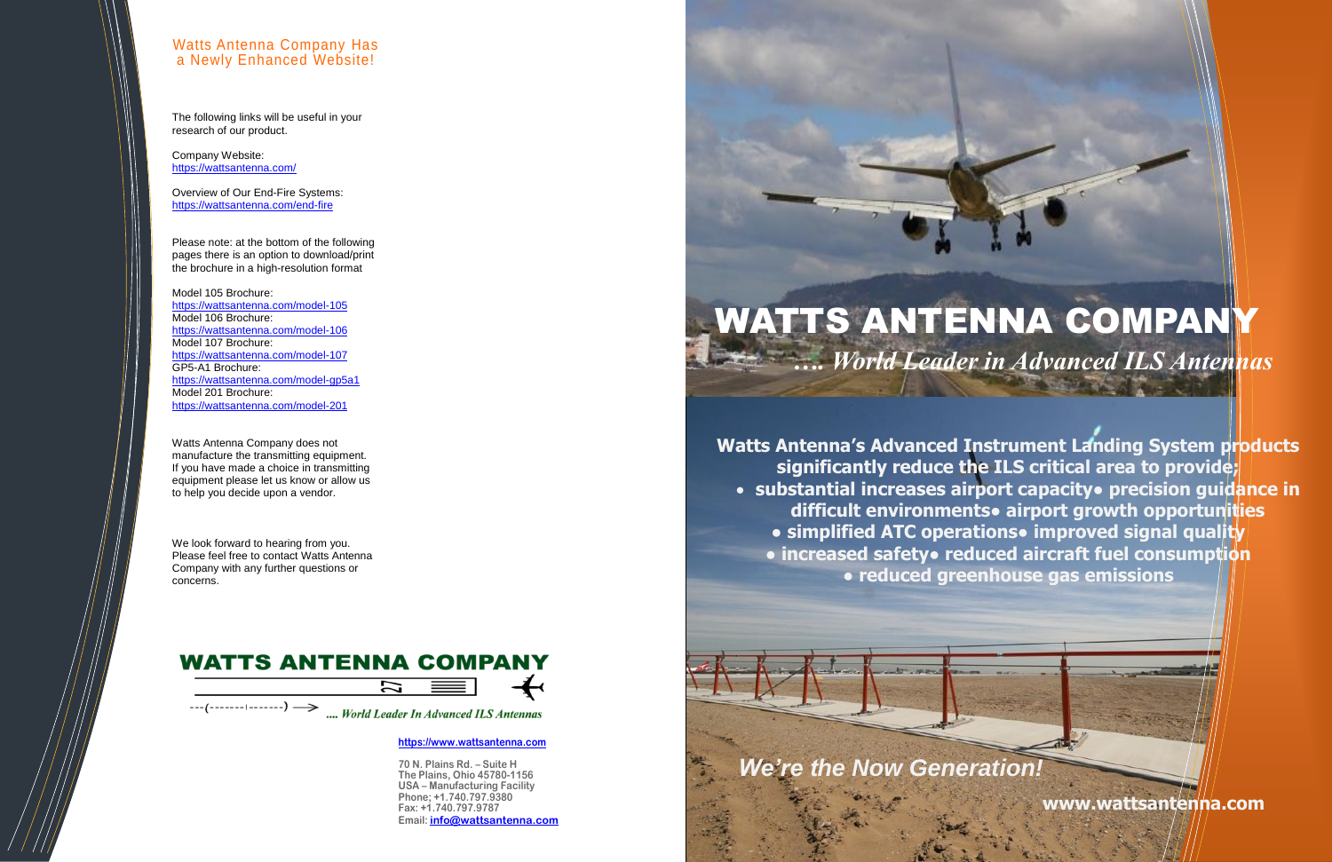## Watts Antenna Company Has a Newly Enhanced Website!

The following links will be useful in your research of our product.

Company Website:
https://wattsantenna.com/

Overview of Our End-Fire Systems:
https://wattsantenna.com/end-fire

Please note: at the bottom of the following pages there is an option to download/print the brochure in a high-resolution format

Model 105 Brochure:
https://wattsantenna.com/model-105
Model 106 Brochure:
https://wattsantenna.com/model-106
Model 107 Brochure:
https://wattsantenna.com/model-107
GP5-A1 Brochure:
https://wattsantenna.com/model-gp5a1
Model 201 Brochure:
https://wattsantenna.com/model-201

Watts Antenna Company does not manufacture the transmitting equipment. If you have made a choice in transmitting equipment please let us know or allow us to help you decide upon a vendor.

We look forward to hearing from you. Please feel free to contact Watts Antenna Company with any further questions or concerns.

**WATTS ANTENNA COMPANY**

*.... World Leader In Advanced ILS Antennas*

https://www.wattsantenna.com

70 N. Plains Rd. – Suite H
The Plains, Ohio 45780-1156
USA – Manufacturing Facility
Phone; +1.740.797.9380
Fax: +1.740.797.9787
Email: info@wattsantenna.com

# WATTS ANTENNA COMPANY

*…. World Leader in Advanced ILS Antennas*

**Watts Antenna's Advanced Instrument Landing System products significantly reduce the ILS critical area to provide;**

**• substantial increases airport capacity • precision guidance in difficult environments • airport growth opportunities • simplified ATC operations • improved signal quality • increased safety • reduced aircraft fuel consumption • reduced greenhouse gas emissions**

*We're the Now Generation!*

**www.wattsantenna.com**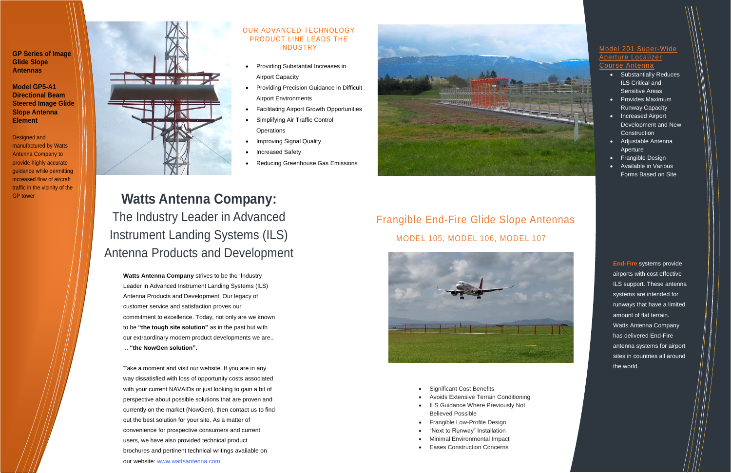**GP Series of Image Glide Slope Antennas**

**Model GP5-A1 Directional Beam Steered Image Glide Slope Antenna Element**

Designed and manufactured by Watts Antenna Company to provide highly accurate guidance while permitting increased flow of aircraft traffic in the vicinity of the GP tower

## OUR ADVANCED TECHNOLOGY PRODUCT LINE LEADS THE INDUSTRY

- Providing Substantial Increases in Airport Capacity
- Providing Precision Guidance in Difficult Airport Environments
- Facilitating Airport Growth Opportunities
- Simplifying Air Traffic Control Operations
- Improving Signal Quality
- Increased Safety
- Reducing Greenhouse Gas Emissions

# Watts Antenna Company:

## The Industry Leader in Advanced Instrument Landing Systems (ILS) Antenna Products and Development

**Watts Antenna Company** strives to be the 'Industry Leader in Advanced Instrument Landing Systems (ILS) Antenna Products and Development. Our legacy of customer service and satisfaction proves our commitment to excellence. Today, not only are we known to be **"the tough site solution"** as in the past but with our extraordinary modern product developments we are.. ... **"the NowGen solution".**

Take a moment and visit our website. If you are in any way dissatisfied with loss of opportunity costs associated with your current NAVAIDs or just looking to gain a bit of perspective about possible solutions that are proven and currently on the market (NowGen), then contact us to find out the best solution for your site. As a matter of convenience for prospective consumers and current users, we have also provided technical product brochures and pertinent technical writings available on our website: www.wattsantenna.com

## Frangible End-Fire Glide Slope Antennas

### MODEL 105, MODEL 106, MODEL 107

- Significant Cost Benefits
- Avoids Extensive Terrain Conditioning
- ILS Guidance Where Previously Not Believed Possible
- Frangible Low-Profile Design
- "Next to Runway" Installation
- Minimal Environmental Impact
- Eases Construction Concerns

## Model 201 Super-Wide Aperture Localizer Course Antenna

- Substantially Reduces ILS Critical and Sensitive Areas
- Provides Maximum Runway Capacity
- Increased Airport Development and New Construction
- Adjustable Antenna Aperture
- Frangible Design
- Available in Various Forms Based on Site

**End-Fire** systems provide airports with cost effective ILS support. These antenna systems are intended for runways that have a limited amount of flat terrain. Watts Antenna Company has delivered End-Fire antenna systems for airport sites in countries all around the world.